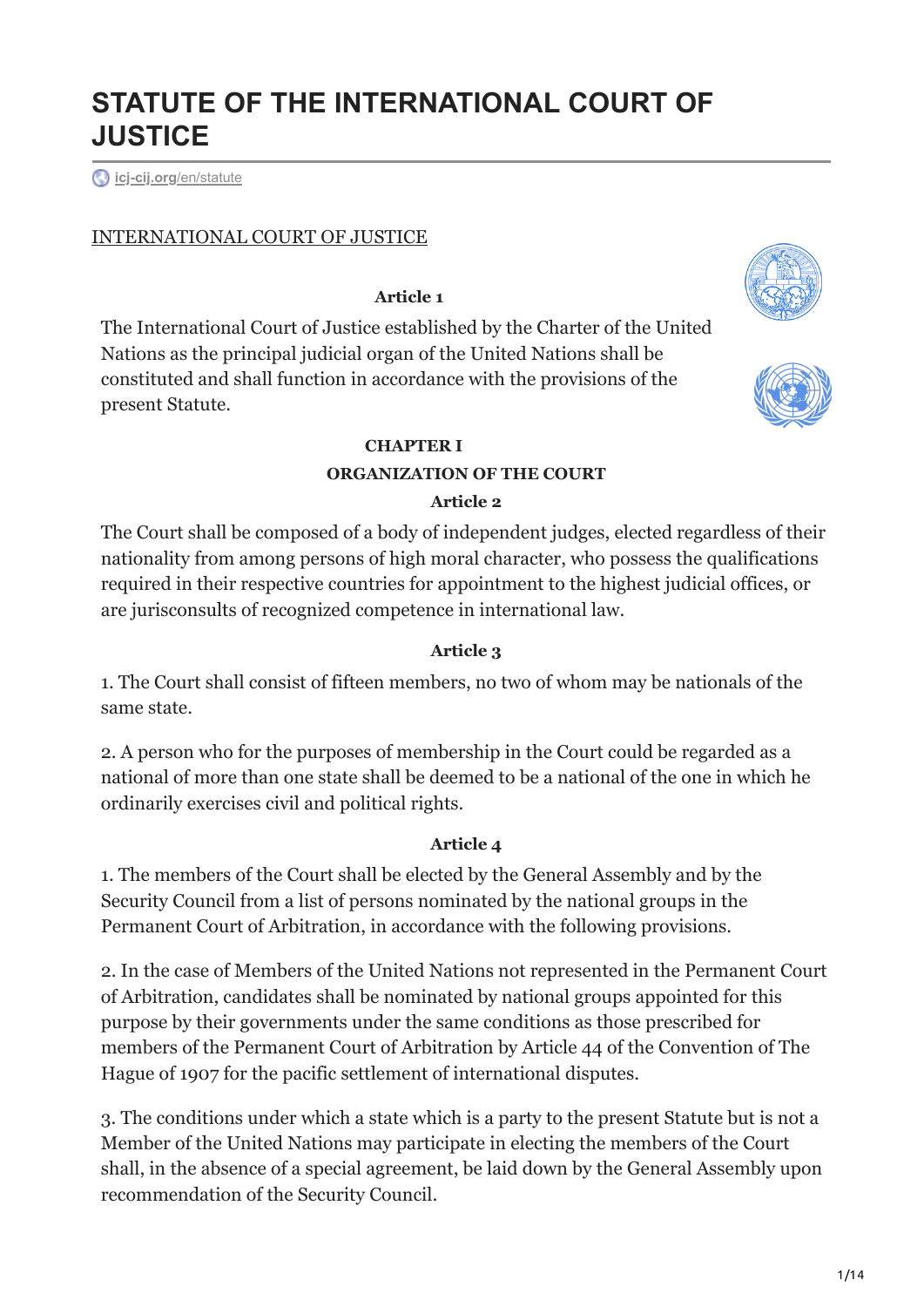# STATUTE OF THE INTERNATIONAL COURT OF JUSTICE

icj-cij.org/en/statute

INTERNATIONAL COURT OF JUSTICE

**Article 1**

The International Court of Justice established by the Charter of the United Nations as the principal judicial organ of the United Nations shall be constituted and shall function in accordance with the provisions of the present Statute.

**CHAPTER I**

**ORGANIZATION OF THE COURT**

**Article 2**

The Court shall be composed of a body of independent judges, elected regardless of their nationality from among persons of high moral character, who possess the qualifications required in their respective countries for appointment to the highest judicial offices, or are jurisconsults of recognized competence in international law.

**Article 3**

1. The Court shall consist of fifteen members, no two of whom may be nationals of the same state.

2. A person who for the purposes of membership in the Court could be regarded as a national of more than one state shall be deemed to be a national of the one in which he ordinarily exercises civil and political rights.

**Article 4**

1. The members of the Court shall be elected by the General Assembly and by the Security Council from a list of persons nominated by the national groups in the Permanent Court of Arbitration, in accordance with the following provisions.

2. In the case of Members of the United Nations not represented in the Permanent Court of Arbitration, candidates shall be nominated by national groups appointed for this purpose by their governments under the same conditions as those prescribed for members of the Permanent Court of Arbitration by Article 44 of the Convention of The Hague of 1907 for the pacific settlement of international disputes.

3. The conditions under which a state which is a party to the present Statute but is not a Member of the United Nations may participate in electing the members of the Court shall, in the absence of a special agreement, be laid down by the General Assembly upon recommendation of the Security Council.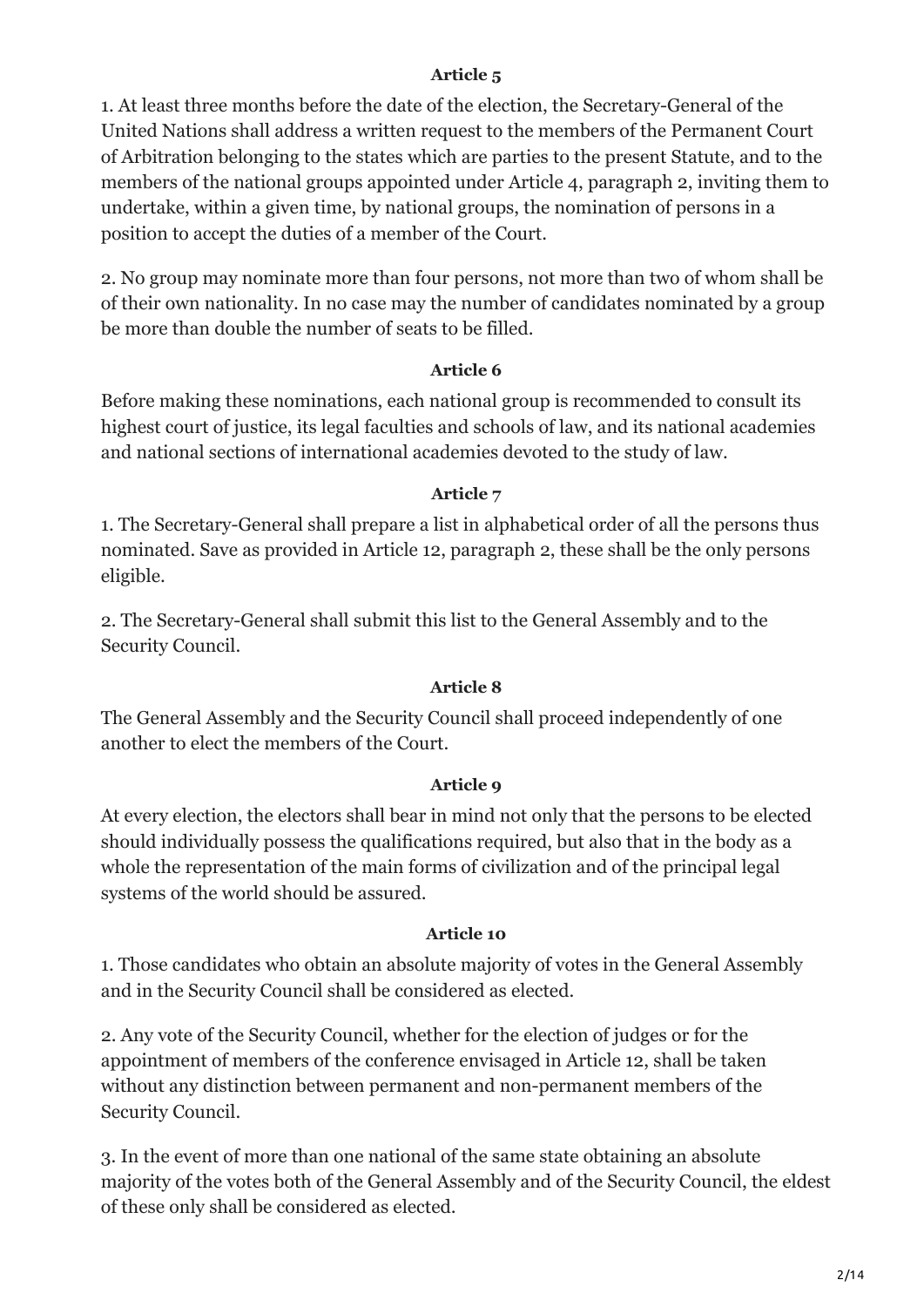**Article 5**

1. At least three months before the date of the election, the Secretary-General of the United Nations shall address a written request to the members of the Permanent Court of Arbitration belonging to the states which are parties to the present Statute, and to the members of the national groups appointed under Article 4, paragraph 2, inviting them to undertake, within a given time, by national groups, the nomination of persons in a position to accept the duties of a member of the Court.

2. No group may nominate more than four persons, not more than two of whom shall be of their own nationality. In no case may the number of candidates nominated by a group be more than double the number of seats to be filled.

**Article 6**

Before making these nominations, each national group is recommended to consult its highest court of justice, its legal faculties and schools of law, and its national academies and national sections of international academies devoted to the study of law.

**Article 7**

1. The Secretary-General shall prepare a list in alphabetical order of all the persons thus nominated. Save as provided in Article 12, paragraph 2, these shall be the only persons eligible.

2. The Secretary-General shall submit this list to the General Assembly and to the Security Council.

**Article 8**

The General Assembly and the Security Council shall proceed independently of one another to elect the members of the Court.

**Article 9**

At every election, the electors shall bear in mind not only that the persons to be elected should individually possess the qualifications required, but also that in the body as a whole the representation of the main forms of civilization and of the principal legal systems of the world should be assured.

**Article 10**

1. Those candidates who obtain an absolute majority of votes in the General Assembly and in the Security Council shall be considered as elected.

2. Any vote of the Security Council, whether for the election of judges or for the appointment of members of the conference envisaged in Article 12, shall be taken without any distinction between permanent and non-permanent members of the Security Council.

3. In the event of more than one national of the same state obtaining an absolute majority of the votes both of the General Assembly and of the Security Council, the eldest of these only shall be considered as elected.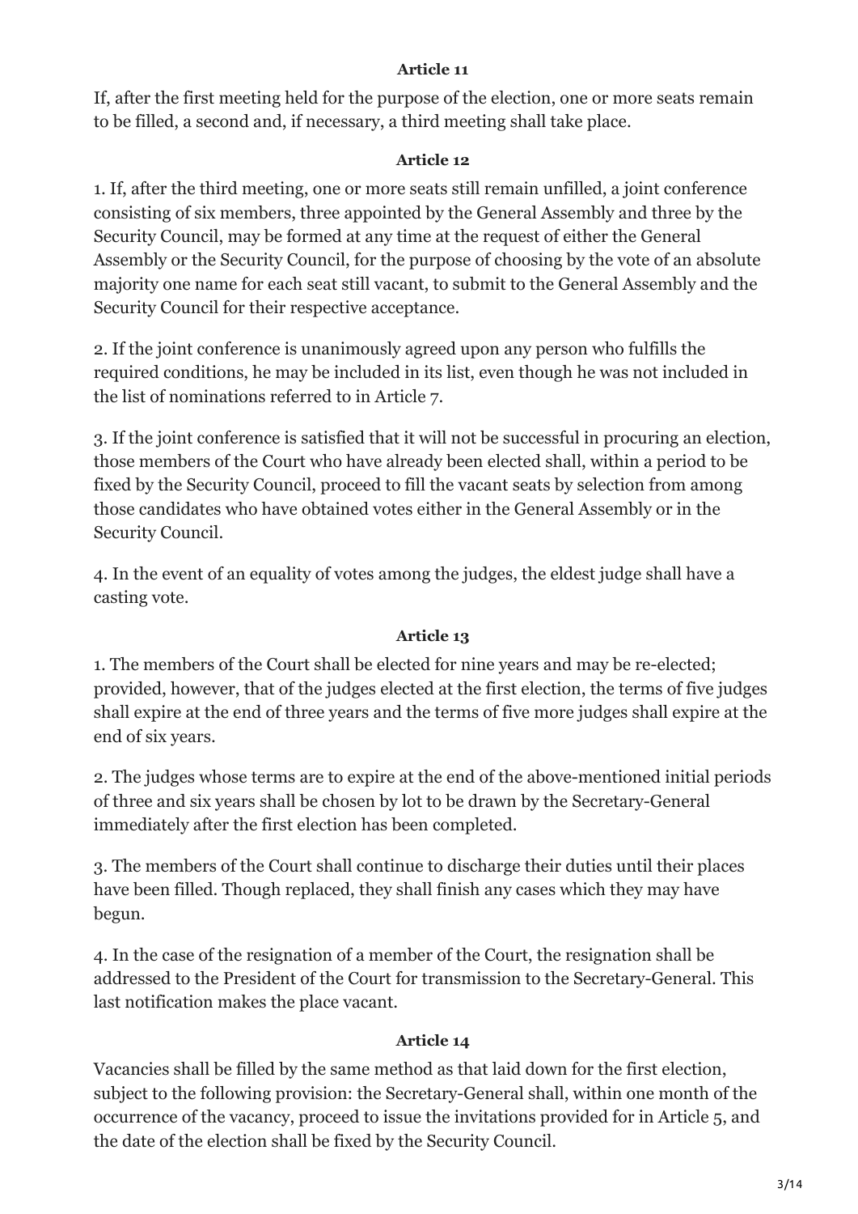**Article 11**

If, after the first meeting held for the purpose of the election, one or more seats remain to be filled, a second and, if necessary, a third meeting shall take place.

**Article 12**

1. If, after the third meeting, one or more seats still remain unfilled, a joint conference consisting of six members, three appointed by the General Assembly and three by the Security Council, may be formed at any time at the request of either the General Assembly or the Security Council, for the purpose of choosing by the vote of an absolute majority one name for each seat still vacant, to submit to the General Assembly and the Security Council for their respective acceptance.

2. If the joint conference is unanimously agreed upon any person who fulfills the required conditions, he may be included in its list, even though he was not included in the list of nominations referred to in Article 7.

3. If the joint conference is satisfied that it will not be successful in procuring an election, those members of the Court who have already been elected shall, within a period to be fixed by the Security Council, proceed to fill the vacant seats by selection from among those candidates who have obtained votes either in the General Assembly or in the Security Council.

4. In the event of an equality of votes among the judges, the eldest judge shall have a casting vote.

**Article 13**

1. The members of the Court shall be elected for nine years and may be re-elected; provided, however, that of the judges elected at the first election, the terms of five judges shall expire at the end of three years and the terms of five more judges shall expire at the end of six years.

2. The judges whose terms are to expire at the end of the above-mentioned initial periods of three and six years shall be chosen by lot to be drawn by the Secretary-General immediately after the first election has been completed.

3. The members of the Court shall continue to discharge their duties until their places have been filled. Though replaced, they shall finish any cases which they may have begun.

4. In the case of the resignation of a member of the Court, the resignation shall be addressed to the President of the Court for transmission to the Secretary-General. This last notification makes the place vacant.

**Article 14**

Vacancies shall be filled by the same method as that laid down for the first election, subject to the following provision: the Secretary-General shall, within one month of the occurrence of the vacancy, proceed to issue the invitations provided for in Article 5, and the date of the election shall be fixed by the Security Council.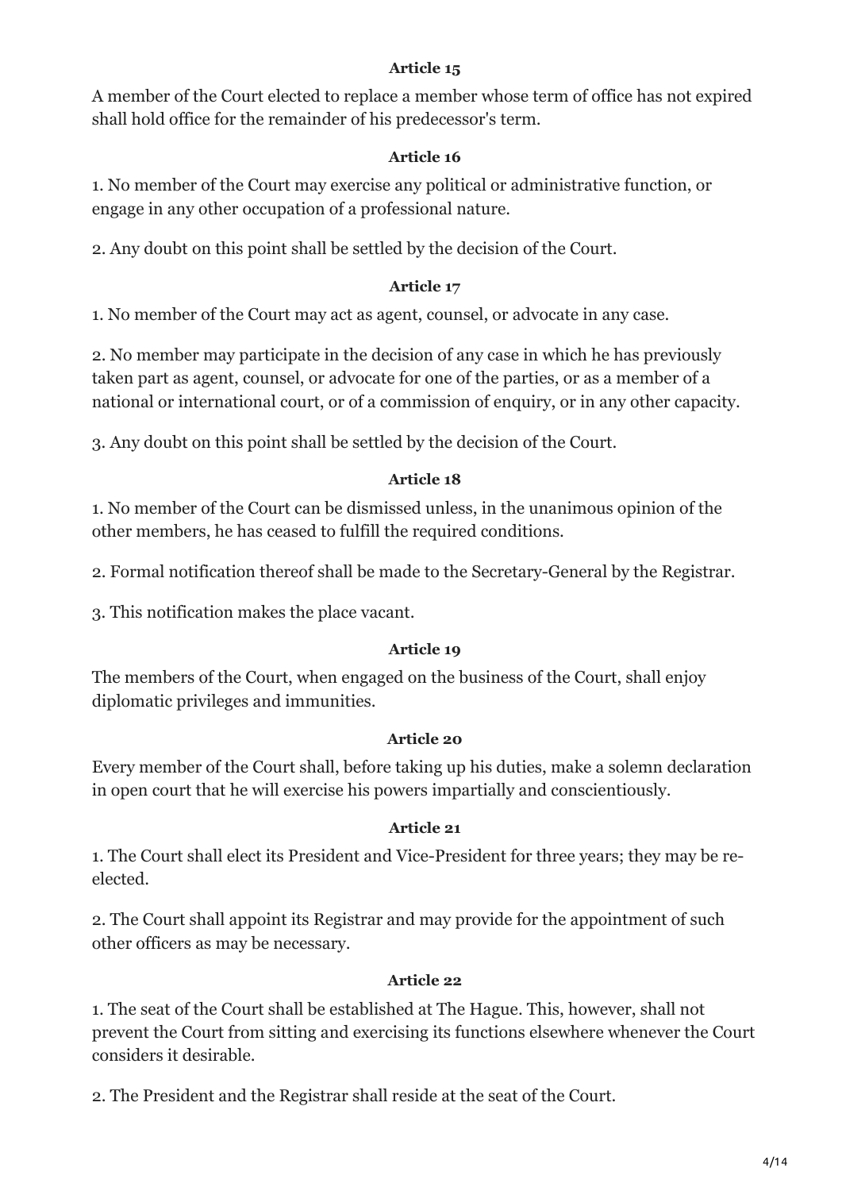**Article 15**

A member of the Court elected to replace a member whose term of office has not expired shall hold office for the remainder of his predecessor's term.

**Article 16**

1. No member of the Court may exercise any political or administrative function, or engage in any other occupation of a professional nature.

2. Any doubt on this point shall be settled by the decision of the Court.

**Article 17**

1. No member of the Court may act as agent, counsel, or advocate in any case.

2. No member may participate in the decision of any case in which he has previously taken part as agent, counsel, or advocate for one of the parties, or as a member of a national or international court, or of a commission of enquiry, or in any other capacity.

3. Any doubt on this point shall be settled by the decision of the Court.

**Article 18**

1. No member of the Court can be dismissed unless, in the unanimous opinion of the other members, he has ceased to fulfill the required conditions.

2. Formal notification thereof shall be made to the Secretary-General by the Registrar.

3. This notification makes the place vacant.

**Article 19**

The members of the Court, when engaged on the business of the Court, shall enjoy diplomatic privileges and immunities.

**Article 20**

Every member of the Court shall, before taking up his duties, make a solemn declaration in open court that he will exercise his powers impartially and conscientiously.

**Article 21**

1. The Court shall elect its President and Vice-President for three years; they may be re-elected.

2. The Court shall appoint its Registrar and may provide for the appointment of such other officers as may be necessary.

**Article 22**

1. The seat of the Court shall be established at The Hague. This, however, shall not prevent the Court from sitting and exercising its functions elsewhere whenever the Court considers it desirable.

2. The President and the Registrar shall reside at the seat of the Court.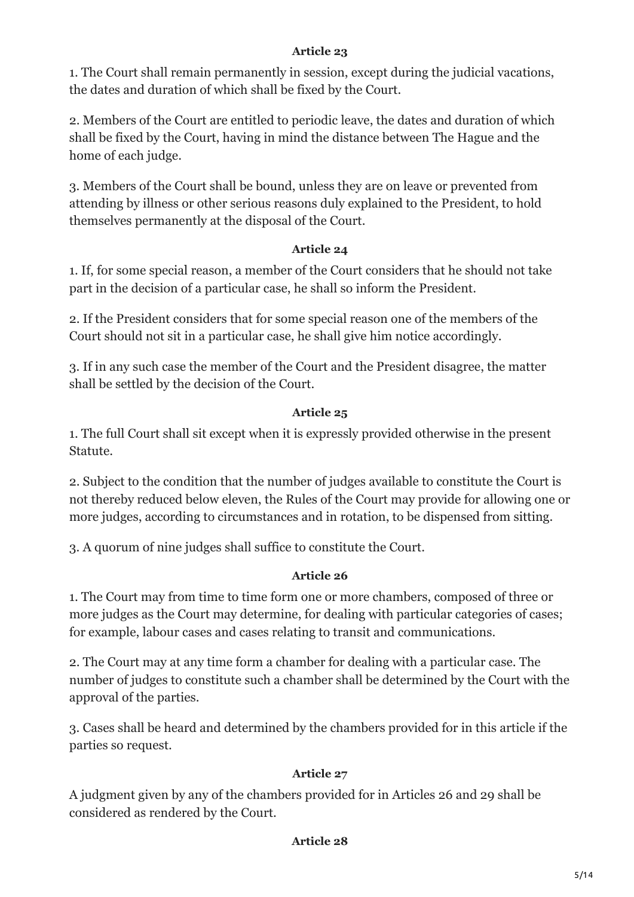**Article 23**

1. The Court shall remain permanently in session, except during the judicial vacations, the dates and duration of which shall be fixed by the Court.

2. Members of the Court are entitled to periodic leave, the dates and duration of which shall be fixed by the Court, having in mind the distance between The Hague and the home of each judge.

3. Members of the Court shall be bound, unless they are on leave or prevented from attending by illness or other serious reasons duly explained to the President, to hold themselves permanently at the disposal of the Court.

**Article 24**

1. If, for some special reason, a member of the Court considers that he should not take part in the decision of a particular case, he shall so inform the President.

2. If the President considers that for some special reason one of the members of the Court should not sit in a particular case, he shall give him notice accordingly.

3. If in any such case the member of the Court and the President disagree, the matter shall be settled by the decision of the Court.

**Article 25**

1. The full Court shall sit except when it is expressly provided otherwise in the present Statute.

2. Subject to the condition that the number of judges available to constitute the Court is not thereby reduced below eleven, the Rules of the Court may provide for allowing one or more judges, according to circumstances and in rotation, to be dispensed from sitting.

3. A quorum of nine judges shall suffice to constitute the Court.

**Article 26**

1. The Court may from time to time form one or more chambers, composed of three or more judges as the Court may determine, for dealing with particular categories of cases; for example, labour cases and cases relating to transit and communications.

2. The Court may at any time form a chamber for dealing with a particular case. The number of judges to constitute such a chamber shall be determined by the Court with the approval of the parties.

3. Cases shall be heard and determined by the chambers provided for in this article if the parties so request.

**Article 27**

A judgment given by any of the chambers provided for in Articles 26 and 29 shall be considered as rendered by the Court.

**Article 28**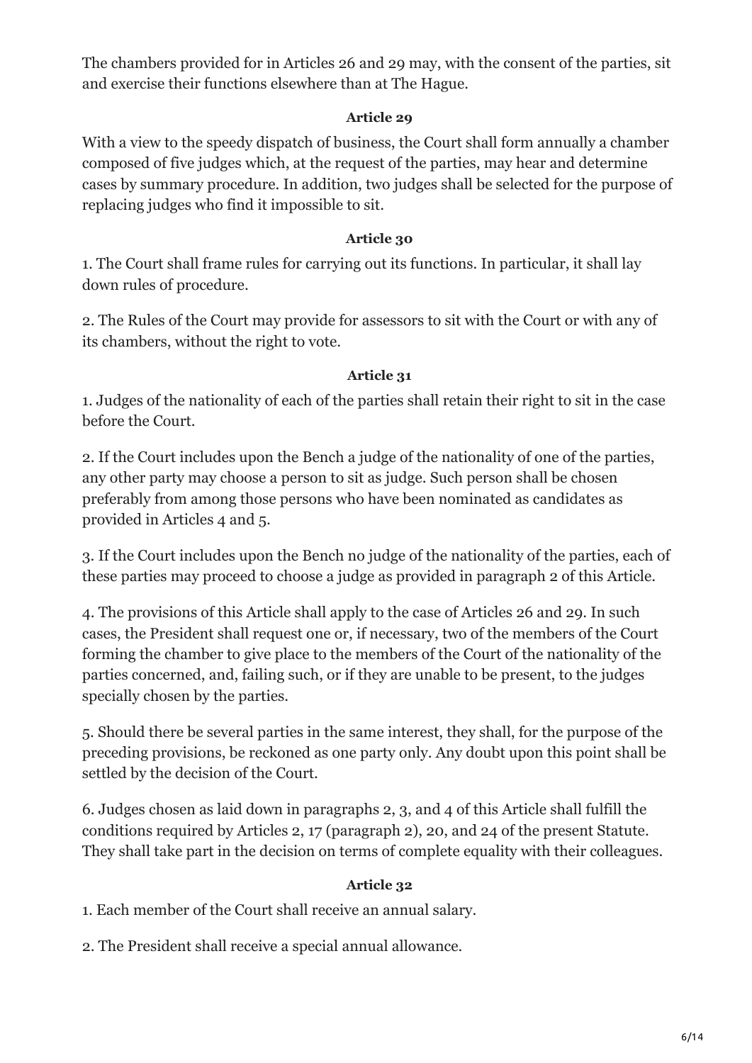The chambers provided for in Articles 26 and 29 may, with the consent of the parties, sit and exercise their functions elsewhere than at The Hague.

**Article 29**

With a view to the speedy dispatch of business, the Court shall form annually a chamber composed of five judges which, at the request of the parties, may hear and determine cases by summary procedure. In addition, two judges shall be selected for the purpose of replacing judges who find it impossible to sit.

**Article 30**

1. The Court shall frame rules for carrying out its functions. In particular, it shall lay down rules of procedure.

2. The Rules of the Court may provide for assessors to sit with the Court or with any of its chambers, without the right to vote.

**Article 31**

1. Judges of the nationality of each of the parties shall retain their right to sit in the case before the Court.

2. If the Court includes upon the Bench a judge of the nationality of one of the parties, any other party may choose a person to sit as judge. Such person shall be chosen preferably from among those persons who have been nominated as candidates as provided in Articles 4 and 5.

3. If the Court includes upon the Bench no judge of the nationality of the parties, each of these parties may proceed to choose a judge as provided in paragraph 2 of this Article.

4. The provisions of this Article shall apply to the case of Articles 26 and 29. In such cases, the President shall request one or, if necessary, two of the members of the Court forming the chamber to give place to the members of the Court of the nationality of the parties concerned, and, failing such, or if they are unable to be present, to the judges specially chosen by the parties.

5. Should there be several parties in the same interest, they shall, for the purpose of the preceding provisions, be reckoned as one party only. Any doubt upon this point shall be settled by the decision of the Court.

6. Judges chosen as laid down in paragraphs 2, 3, and 4 of this Article shall fulfill the conditions required by Articles 2, 17 (paragraph 2), 20, and 24 of the present Statute. They shall take part in the decision on terms of complete equality with their colleagues.

**Article 32**

1. Each member of the Court shall receive an annual salary.

2. The President shall receive a special annual allowance.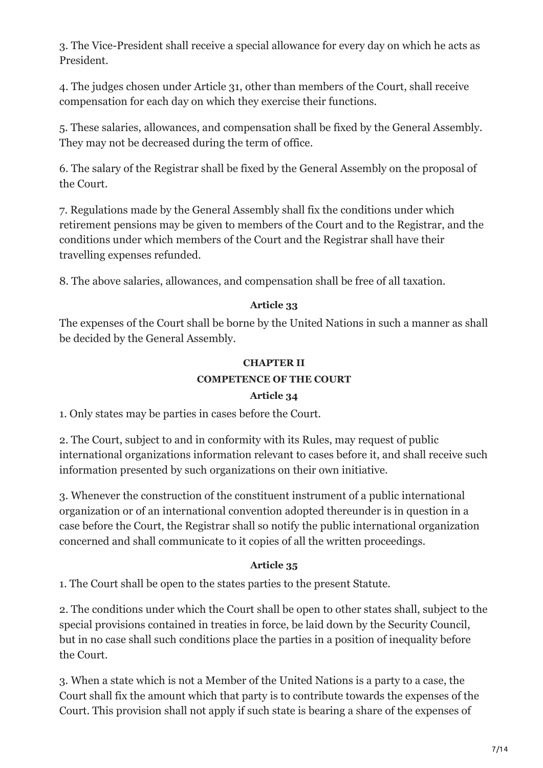3. The Vice-President shall receive a special allowance for every day on which he acts as President.

4. The judges chosen under Article 31, other than members of the Court, shall receive compensation for each day on which they exercise their functions.

5. These salaries, allowances, and compensation shall be fixed by the General Assembly. They may not be decreased during the term of office.

6. The salary of the Registrar shall be fixed by the General Assembly on the proposal of the Court.

7. Regulations made by the General Assembly shall fix the conditions under which retirement pensions may be given to members of the Court and to the Registrar, and the conditions under which members of the Court and the Registrar shall have their travelling expenses refunded.

8. The above salaries, allowances, and compensation shall be free of all taxation.

**Article 33**

The expenses of the Court shall be borne by the United Nations in such a manner as shall be decided by the General Assembly.

## CHAPTER II

## COMPETENCE OF THE COURT

**Article 34**

1. Only states may be parties in cases before the Court.

2. The Court, subject to and in conformity with its Rules, may request of public international organizations information relevant to cases before it, and shall receive such information presented by such organizations on their own initiative.

3. Whenever the construction of the constituent instrument of a public international organization or of an international convention adopted thereunder is in question in a case before the Court, the Registrar shall so notify the public international organization concerned and shall communicate to it copies of all the written proceedings.

**Article 35**

1. The Court shall be open to the states parties to the present Statute.

2. The conditions under which the Court shall be open to other states shall, subject to the special provisions contained in treaties in force, be laid down by the Security Council, but in no case shall such conditions place the parties in a position of inequality before the Court.

3. When a state which is not a Member of the United Nations is a party to a case, the Court shall fix the amount which that party is to contribute towards the expenses of the Court. This provision shall not apply if such state is bearing a share of the expenses of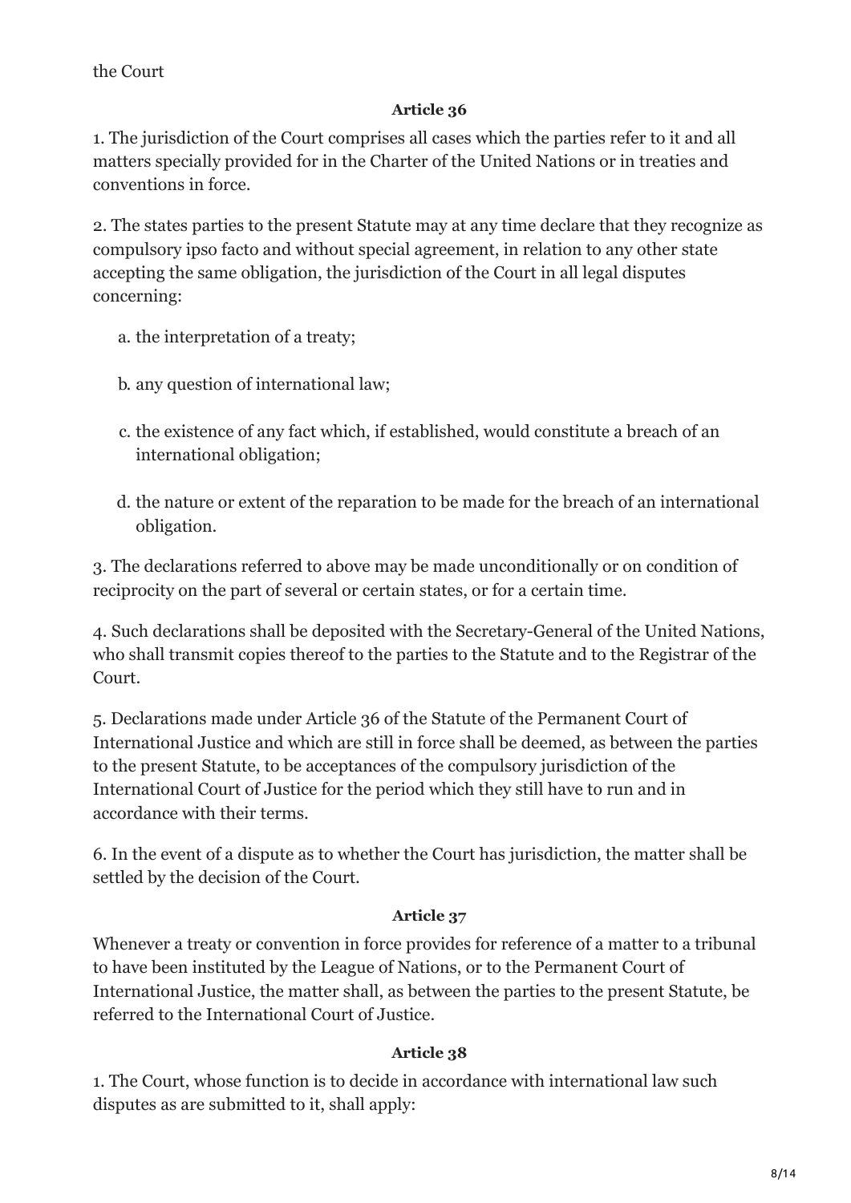the Court

### Article 36

1. The jurisdiction of the Court comprises all cases which the parties refer to it and all matters specially provided for in the Charter of the United Nations or in treaties and conventions in force.

2. The states parties to the present Statute may at any time declare that they recognize as compulsory ipso facto and without special agreement, in relation to any other state accepting the same obligation, the jurisdiction of the Court in all legal disputes concerning:

   a. the interpretation of a treaty;

   b. any question of international law;

   c. the existence of any fact which, if established, would constitute a breach of an international obligation;

   d. the nature or extent of the reparation to be made for the breach of an international obligation.

3. The declarations referred to above may be made unconditionally or on condition of reciprocity on the part of several or certain states, or for a certain time.

4. Such declarations shall be deposited with the Secretary-General of the United Nations, who shall transmit copies thereof to the parties to the Statute and to the Registrar of the Court.

5. Declarations made under Article 36 of the Statute of the Permanent Court of International Justice and which are still in force shall be deemed, as between the parties to the present Statute, to be acceptances of the compulsory jurisdiction of the International Court of Justice for the period which they still have to run and in accordance with their terms.

6. In the event of a dispute as to whether the Court has jurisdiction, the matter shall be settled by the decision of the Court.

### Article 37

Whenever a treaty or convention in force provides for reference of a matter to a tribunal to have been instituted by the League of Nations, or to the Permanent Court of International Justice, the matter shall, as between the parties to the present Statute, be referred to the International Court of Justice.

### Article 38

1. The Court, whose function is to decide in accordance with international law such disputes as are submitted to it, shall apply: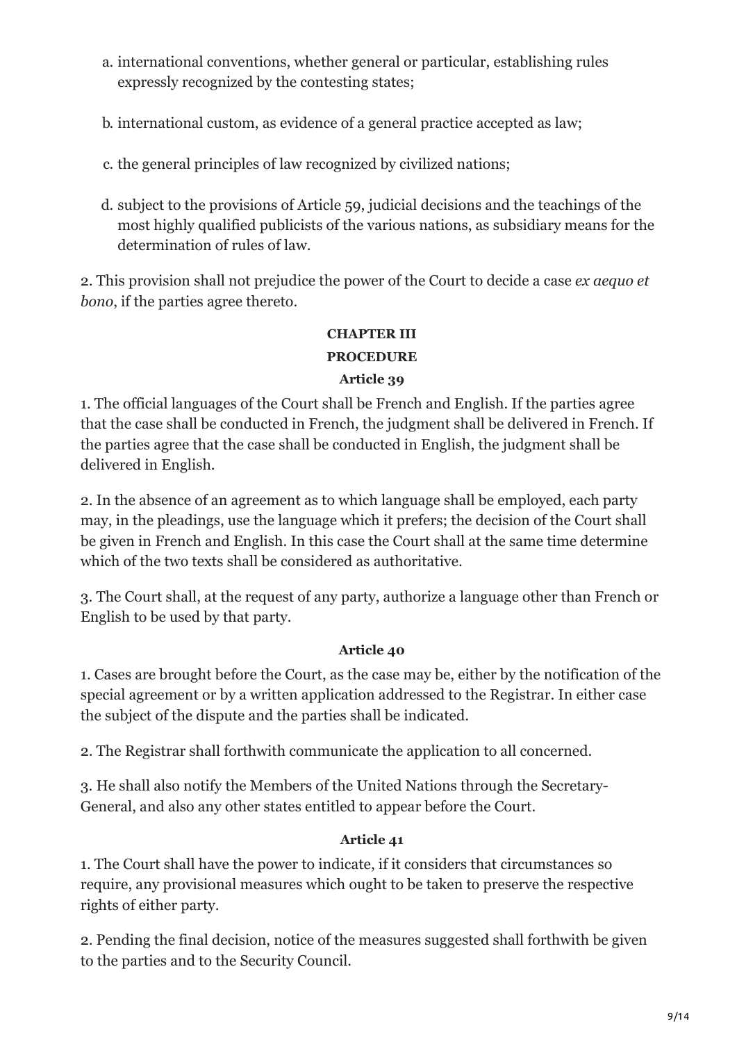a. international conventions, whether general or particular, establishing rules expressly recognized by the contesting states;

b. international custom, as evidence of a general practice accepted as law;

c. the general principles of law recognized by civilized nations;

d. subject to the provisions of Article 59, judicial decisions and the teachings of the most highly qualified publicists of the various nations, as subsidiary means for the determination of rules of law.

2. This provision shall not prejudice the power of the Court to decide a case *ex aequo et bono*, if the parties agree thereto.

## CHAPTER III

## PROCEDURE

### Article 39

1. The official languages of the Court shall be French and English. If the parties agree that the case shall be conducted in French, the judgment shall be delivered in French. If the parties agree that the case shall be conducted in English, the judgment shall be delivered in English.

2. In the absence of an agreement as to which language shall be employed, each party may, in the pleadings, use the language which it prefers; the decision of the Court shall be given in French and English. In this case the Court shall at the same time determine which of the two texts shall be considered as authoritative.

3. The Court shall, at the request of any party, authorize a language other than French or English to be used by that party.

### Article 40

1. Cases are brought before the Court, as the case may be, either by the notification of the special agreement or by a written application addressed to the Registrar. In either case the subject of the dispute and the parties shall be indicated.

2. The Registrar shall forthwith communicate the application to all concerned.

3. He shall also notify the Members of the United Nations through the Secretary-General, and also any other states entitled to appear before the Court.

### Article 41

1. The Court shall have the power to indicate, if it considers that circumstances so require, any provisional measures which ought to be taken to preserve the respective rights of either party.

2. Pending the final decision, notice of the measures suggested shall forthwith be given to the parties and to the Security Council.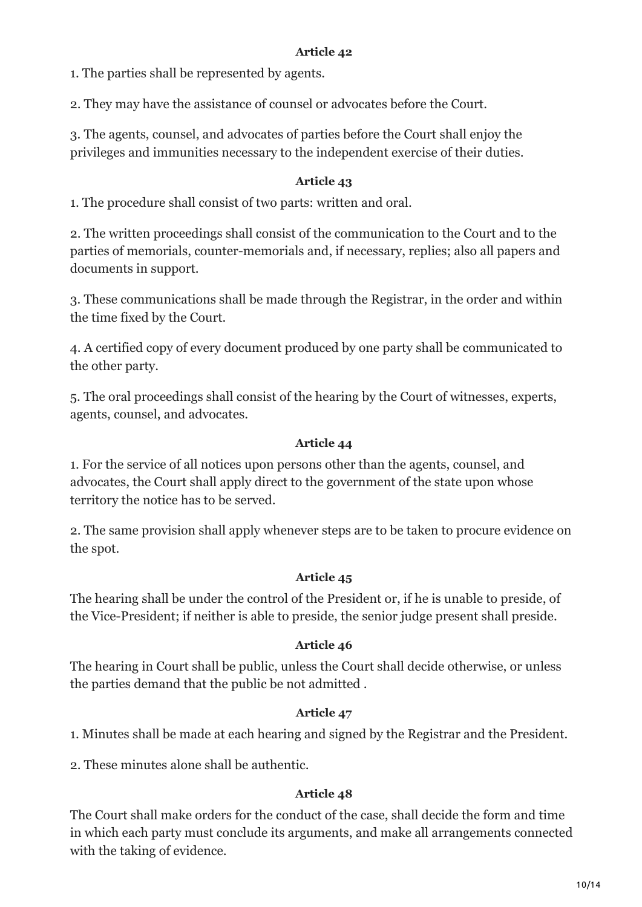**Article 42**

1. The parties shall be represented by agents.

2. They may have the assistance of counsel or advocates before the Court.

3. The agents, counsel, and advocates of parties before the Court shall enjoy the privileges and immunities necessary to the independent exercise of their duties.

**Article 43**

1. The procedure shall consist of two parts: written and oral.

2. The written proceedings shall consist of the communication to the Court and to the parties of memorials, counter-memorials and, if necessary, replies; also all papers and documents in support.

3. These communications shall be made through the Registrar, in the order and within the time fixed by the Court.

4. A certified copy of every document produced by one party shall be communicated to the other party.

5. The oral proceedings shall consist of the hearing by the Court of witnesses, experts, agents, counsel, and advocates.

**Article 44**

1. For the service of all notices upon persons other than the agents, counsel, and advocates, the Court shall apply direct to the government of the state upon whose territory the notice has to be served.

2. The same provision shall apply whenever steps are to be taken to procure evidence on the spot.

**Article 45**

The hearing shall be under the control of the President or, if he is unable to preside, of the Vice-President; if neither is able to preside, the senior judge present shall preside.

**Article 46**

The hearing in Court shall be public, unless the Court shall decide otherwise, or unless the parties demand that the public be not admitted .

**Article 47**

1. Minutes shall be made at each hearing and signed by the Registrar and the President.

2. These minutes alone shall be authentic.

**Article 48**

The Court shall make orders for the conduct of the case, shall decide the form and time in which each party must conclude its arguments, and make all arrangements connected with the taking of evidence.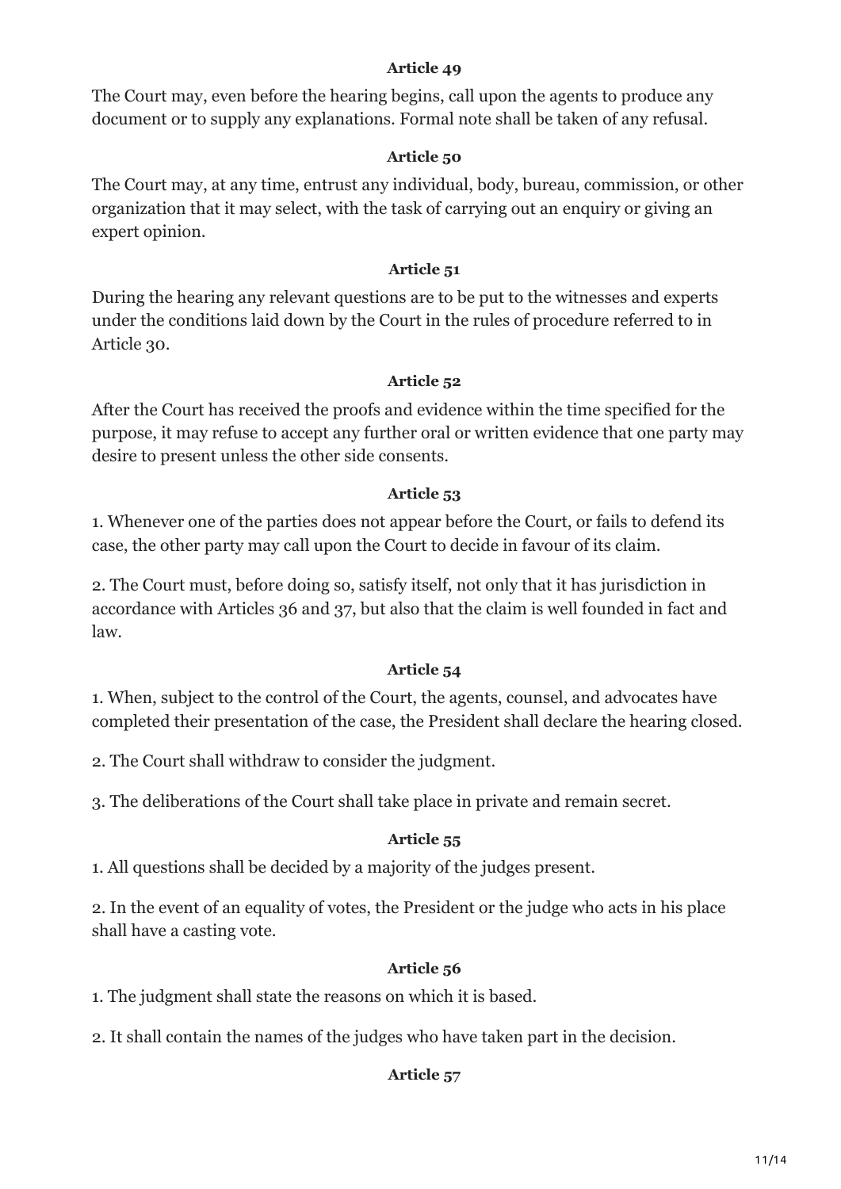**Article 49**

The Court may, even before the hearing begins, call upon the agents to produce any document or to supply any explanations. Formal note shall be taken of any refusal.

**Article 50**

The Court may, at any time, entrust any individual, body, bureau, commission, or other organization that it may select, with the task of carrying out an enquiry or giving an expert opinion.

**Article 51**

During the hearing any relevant questions are to be put to the witnesses and experts under the conditions laid down by the Court in the rules of procedure referred to in Article 30.

**Article 52**

After the Court has received the proofs and evidence within the time specified for the purpose, it may refuse to accept any further oral or written evidence that one party may desire to present unless the other side consents.

**Article 53**

1. Whenever one of the parties does not appear before the Court, or fails to defend its case, the other party may call upon the Court to decide in favour of its claim.

2. The Court must, before doing so, satisfy itself, not only that it has jurisdiction in accordance with Articles 36 and 37, but also that the claim is well founded in fact and law.

**Article 54**

1. When, subject to the control of the Court, the agents, counsel, and advocates have completed their presentation of the case, the President shall declare the hearing closed.

2. The Court shall withdraw to consider the judgment.

3. The deliberations of the Court shall take place in private and remain secret.

**Article 55**

1. All questions shall be decided by a majority of the judges present.

2. In the event of an equality of votes, the President or the judge who acts in his place shall have a casting vote.

**Article 56**

1. The judgment shall state the reasons on which it is based.

2. It shall contain the names of the judges who have taken part in the decision.

**Article 57**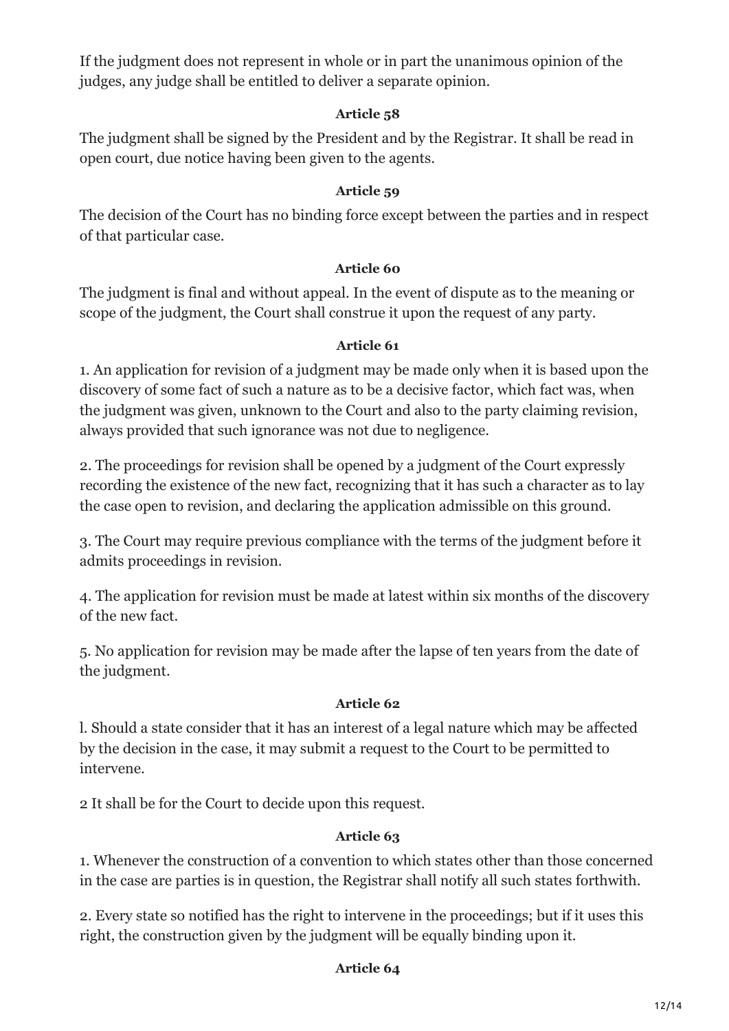If the judgment does not represent in whole or in part the unanimous opinion of the judges, any judge shall be entitled to deliver a separate opinion.

**Article 58**

The judgment shall be signed by the President and by the Registrar. It shall be read in open court, due notice having been given to the agents.

**Article 59**

The decision of the Court has no binding force except between the parties and in respect of that particular case.

**Article 60**

The judgment is final and without appeal. In the event of dispute as to the meaning or scope of the judgment, the Court shall construe it upon the request of any party.

**Article 61**

1. An application for revision of a judgment may be made only when it is based upon the discovery of some fact of such a nature as to be a decisive factor, which fact was, when the judgment was given, unknown to the Court and also to the party claiming revision, always provided that such ignorance was not due to negligence.

2. The proceedings for revision shall be opened by a judgment of the Court expressly recording the existence of the new fact, recognizing that it has such a character as to lay the case open to revision, and declaring the application admissible on this ground.

3. The Court may require previous compliance with the terms of the judgment before it admits proceedings in revision.

4. The application for revision must be made at latest within six months of the discovery of the new fact.

5. No application for revision may be made after the lapse of ten years from the date of the judgment.

**Article 62**

l. Should a state consider that it has an interest of a legal nature which may be affected by the decision in the case, it may submit a request to the Court to be permitted to intervene.

2 It shall be for the Court to decide upon this request.

**Article 63**

1. Whenever the construction of a convention to which states other than those concerned in the case are parties is in question, the Registrar shall notify all such states forthwith.

2. Every state so notified has the right to intervene in the proceedings; but if it uses this right, the construction given by the judgment will be equally binding upon it.

**Article 64**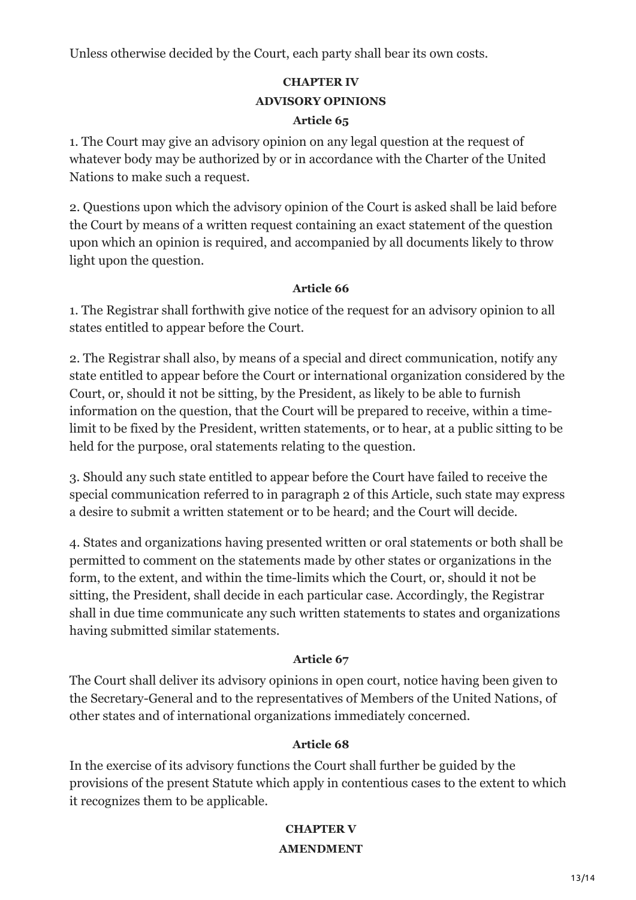Unless otherwise decided by the Court, each party shall bear its own costs.

## CHAPTER IV

## ADVISORY OPINIONS

### Article 65

1. The Court may give an advisory opinion on any legal question at the request of whatever body may be authorized by or in accordance with the Charter of the United Nations to make such a request.

2. Questions upon which the advisory opinion of the Court is asked shall be laid before the Court by means of a written request containing an exact statement of the question upon which an opinion is required, and accompanied by all documents likely to throw light upon the question.

### Article 66

1. The Registrar shall forthwith give notice of the request for an advisory opinion to all states entitled to appear before the Court.

2. The Registrar shall also, by means of a special and direct communication, notify any state entitled to appear before the Court or international organization considered by the Court, or, should it not be sitting, by the President, as likely to be able to furnish information on the question, that the Court will be prepared to receive, within a time-limit to be fixed by the President, written statements, or to hear, at a public sitting to be held for the purpose, oral statements relating to the question.

3. Should any such state entitled to appear before the Court have failed to receive the special communication referred to in paragraph 2 of this Article, such state may express a desire to submit a written statement or to be heard; and the Court will decide.

4. States and organizations having presented written or oral statements or both shall be permitted to comment on the statements made by other states or organizations in the form, to the extent, and within the time-limits which the Court, or, should it not be sitting, the President, shall decide in each particular case. Accordingly, the Registrar shall in due time communicate any such written statements to states and organizations having submitted similar statements.

### Article 67

The Court shall deliver its advisory opinions in open court, notice having been given to the Secretary-General and to the representatives of Members of the United Nations, of other states and of international organizations immediately concerned.

### Article 68

In the exercise of its advisory functions the Court shall further be guided by the provisions of the present Statute which apply in contentious cases to the extent to which it recognizes them to be applicable.

## CHAPTER V

## AMENDMENT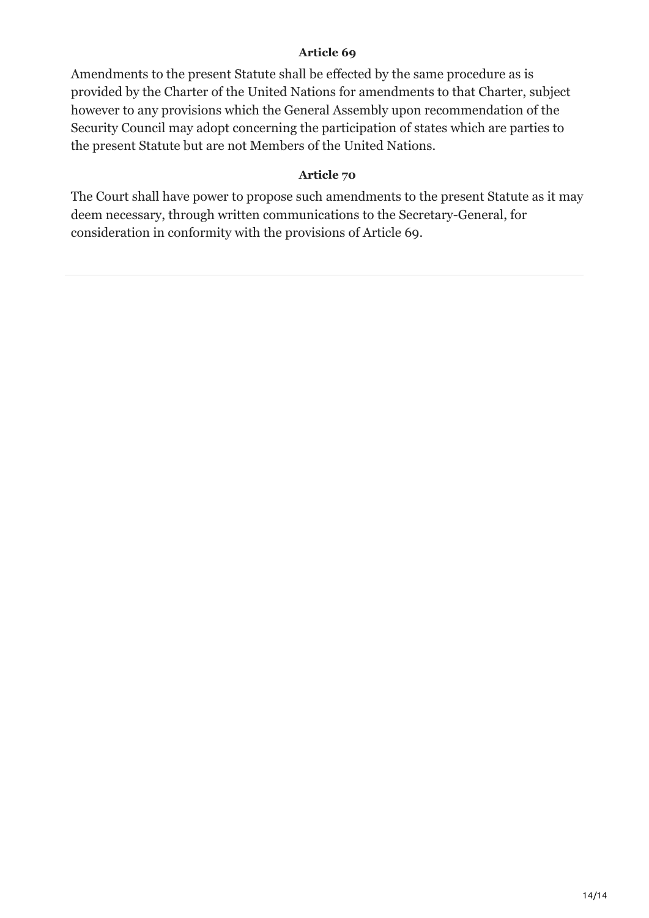### Article 69

Amendments to the present Statute shall be effected by the same procedure as is provided by the Charter of the United Nations for amendments to that Charter, subject however to any provisions which the General Assembly upon recommendation of the Security Council may adopt concerning the participation of states which are parties to the present Statute but are not Members of the United Nations.

### Article 70

The Court shall have power to propose such amendments to the present Statute as it may deem necessary, through written communications to the Secretary-General, for consideration in conformity with the provisions of Article 69.